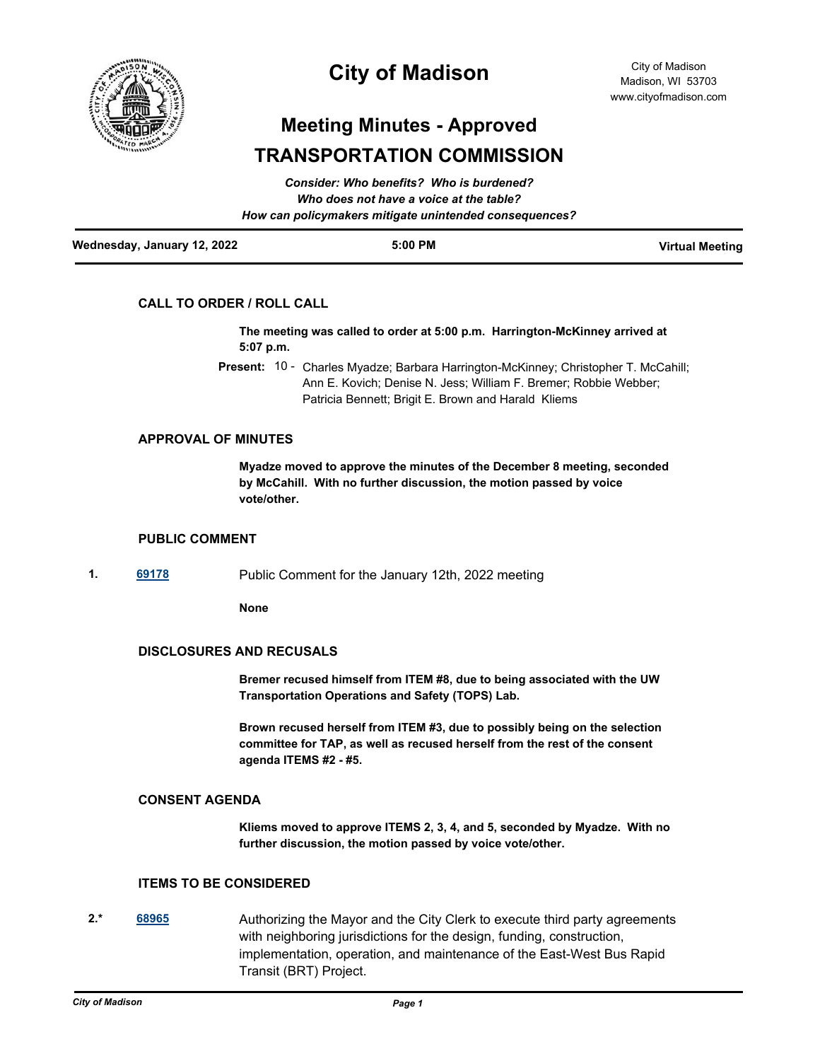# City of Madison

City of Madison
Madison, WI 53703
www.cityofmadison.com

## Meeting Minutes - Approved

## TRANSPORTATION COMMISSION

*Consider: Who benefits? Who is burdened?*
*Who does not have a voice at the table?*
*How can policymakers mitigate unintended consequences?*

**Wednesday, January 12, 2022** | **5:00 PM** | **Virtual Meeting**

### CALL TO ORDER / ROLL CALL

**The meeting was called to order at 5:00 p.m. Harrington-McKinney arrived at 5:07 p.m.**

**Present:** 10 - Charles Myadze; Barbara Harrington-McKinney; Christopher T. McCahill; Ann E. Kovich; Denise N. Jess; William F. Bremer; Robbie Webber; Patricia Bennett; Brigit E. Brown and Harald Kliems

### APPROVAL OF MINUTES

**Myadze moved to approve the minutes of the December 8 meeting, seconded by McCahill. With no further discussion, the motion passed by voice vote/other.**

### PUBLIC COMMENT

**1.** [69178] Public Comment for the January 12th, 2022 meeting

**None**

### DISCLOSURES AND RECUSALS

**Bremer recused himself from ITEM #8, due to being associated with the UW Transportation Operations and Safety (TOPS) Lab.**

**Brown recused herself from ITEM #3, due to possibly being on the selection committee for TAP, as well as recused herself from the rest of the consent agenda ITEMS #2 - #5.**

### CONSENT AGENDA

**Kliems moved to approve ITEMS 2, 3, 4, and 5, seconded by Myadze. With no further discussion, the motion passed by voice vote/other.**

### ITEMS TO BE CONSIDERED

**2.*** [68965] Authorizing the Mayor and the City Clerk to execute third party agreements with neighboring jurisdictions for the design, funding, construction, implementation, operation, and maintenance of the East-West Bus Rapid Transit (BRT) Project.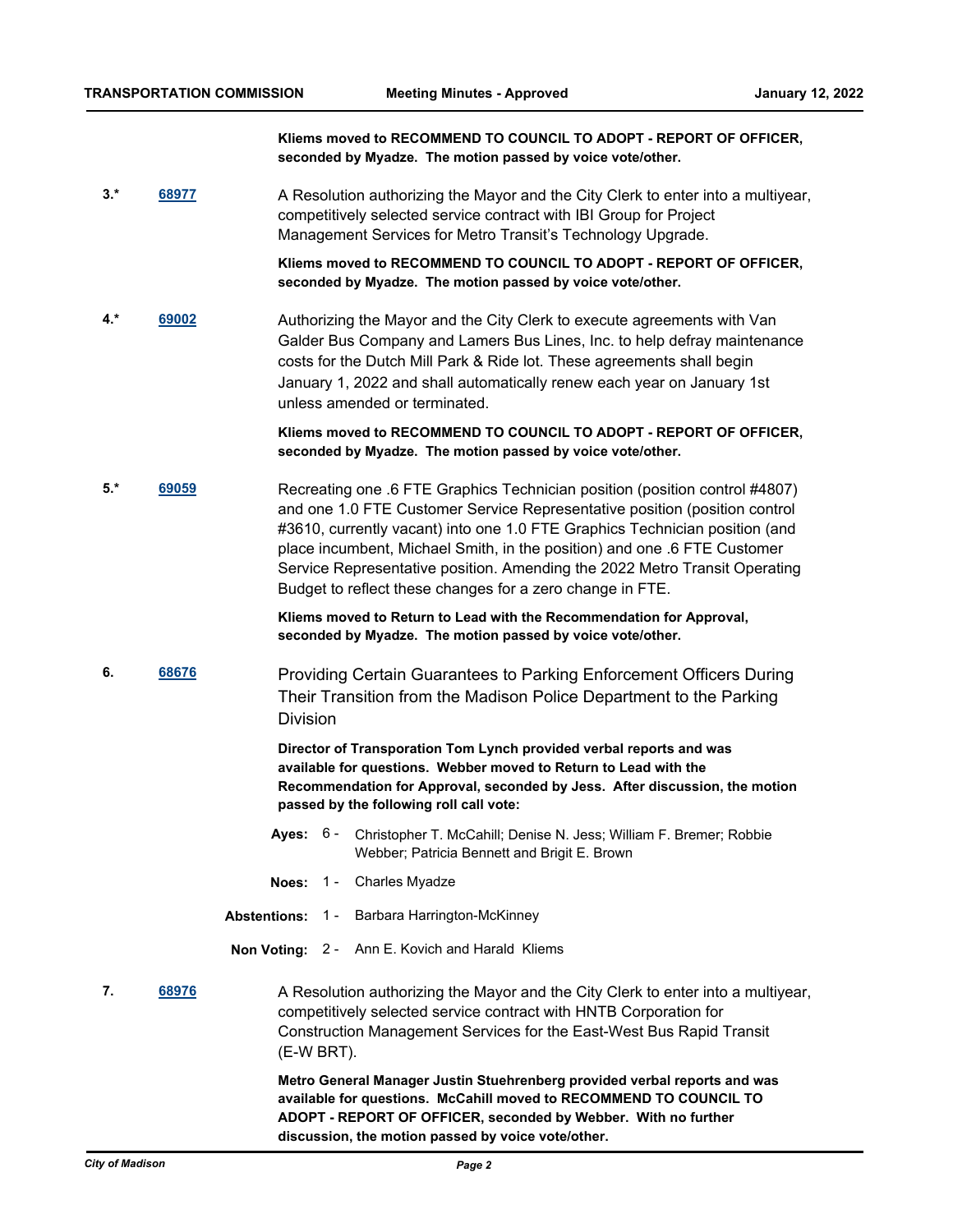**Kliems moved to RECOMMEND TO COUNCIL TO ADOPT - REPORT OF OFFICER, seconded by Myadze. The motion passed by voice vote/other.**

**3.*** [68977](68977) A Resolution authorizing the Mayor and the City Clerk to enter into a multiyear, competitively selected service contract with IBI Group for Project Management Services for Metro Transit's Technology Upgrade.

**Kliems moved to RECOMMEND TO COUNCIL TO ADOPT - REPORT OF OFFICER, seconded by Myadze. The motion passed by voice vote/other.**

**4.*** [69002](69002) Authorizing the Mayor and the City Clerk to execute agreements with Van Galder Bus Company and Lamers Bus Lines, Inc. to help defray maintenance costs for the Dutch Mill Park & Ride lot. These agreements shall begin January 1, 2022 and shall automatically renew each year on January 1st unless amended or terminated.

**Kliems moved to RECOMMEND TO COUNCIL TO ADOPT - REPORT OF OFFICER, seconded by Myadze. The motion passed by voice vote/other.**

**5.*** [69059](69059) Recreating one .6 FTE Graphics Technician position (position control #4807) and one 1.0 FTE Customer Service Representative position (position control #3610, currently vacant) into one 1.0 FTE Graphics Technician position (and place incumbent, Michael Smith, in the position) and one .6 FTE Customer Service Representative position. Amending the 2022 Metro Transit Operating Budget to reflect these changes for a zero change in FTE.

**Kliems moved to Return to Lead with the Recommendation for Approval, seconded by Myadze. The motion passed by voice vote/other.**

**6.** [68676](68676) Providing Certain Guarantees to Parking Enforcement Officers During Their Transition from the Madison Police Department to the Parking Division

**Director of Transporation Tom Lynch provided verbal reports and was available for questions. Webber moved to Return to Lead with the Recommendation for Approval, seconded by Jess. After discussion, the motion passed by the following roll call vote:**

**Ayes:** 6 - Christopher T. McCahill; Denise N. Jess; William F. Bremer; Robbie Webber; Patricia Bennett and Brigit E. Brown

**Noes:** 1 - Charles Myadze

**Abstentions:** 1 - Barbara Harrington-McKinney

**Non Voting:** 2 - Ann E. Kovich and Harald Kliems

**7.** [68976](68976) A Resolution authorizing the Mayor and the City Clerk to enter into a multiyear, competitively selected service contract with HNTB Corporation for Construction Management Services for the East-West Bus Rapid Transit (E-W BRT).

**Metro General Manager Justin Stuehrenberg provided verbal reports and was available for questions. McCahill moved to RECOMMEND TO COUNCIL TO ADOPT - REPORT OF OFFICER, seconded by Webber. With no further discussion, the motion passed by voice vote/other.**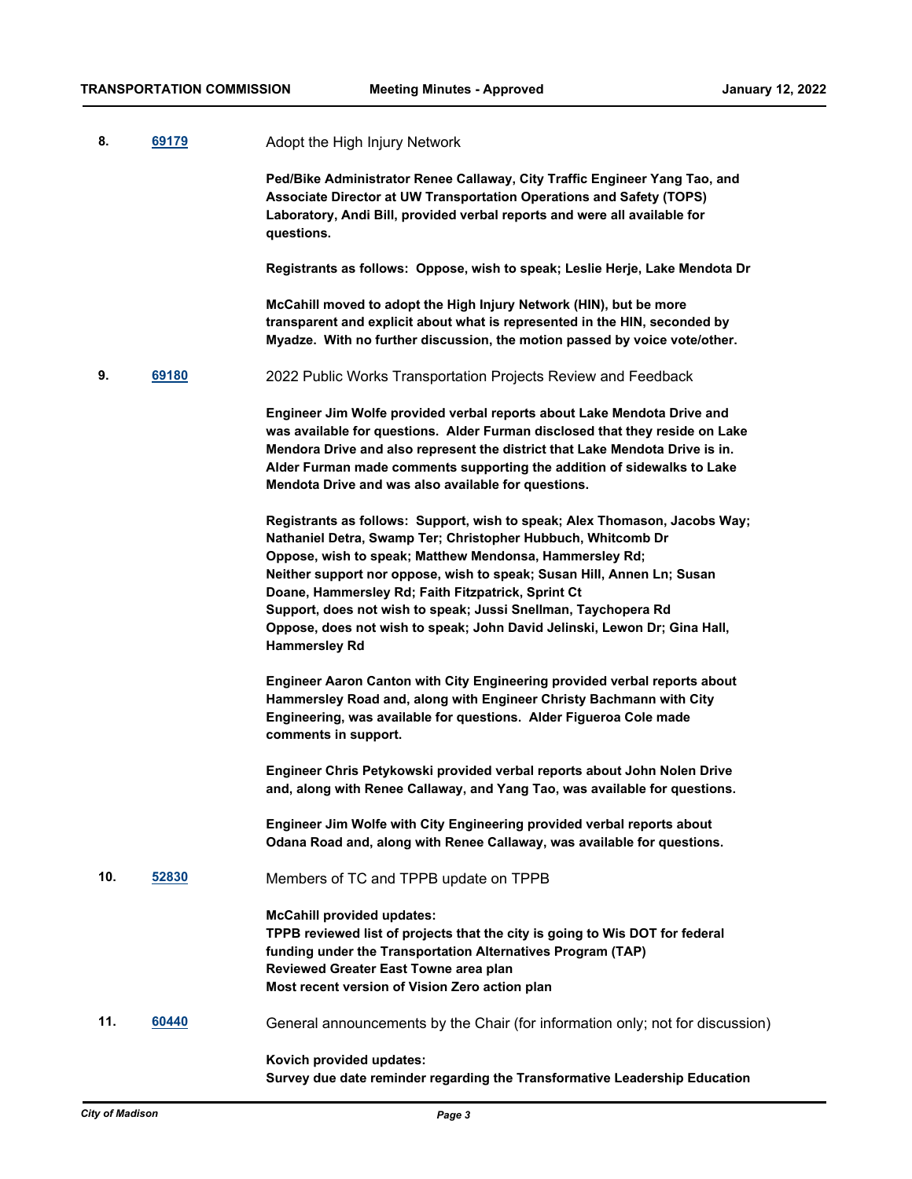**8.** **69179** Adopt the High Injury Network

**Ped/Bike Administrator Renee Callaway, City Traffic Engineer Yang Tao, and Associate Director at UW Transportation Operations and Safety (TOPS) Laboratory, Andi Bill, provided verbal reports and were all available for questions.**

**Registrants as follows: Oppose, wish to speak; Leslie Herje, Lake Mendota Dr**

**McCahill moved to adopt the High Injury Network (HIN), but be more transparent and explicit about what is represented in the HIN, seconded by Myadze. With no further discussion, the motion passed by voice vote/other.**

**9.** **69180** 2022 Public Works Transportation Projects Review and Feedback

**Engineer Jim Wolfe provided verbal reports about Lake Mendota Drive and was available for questions. Alder Furman disclosed that they reside on Lake Mendora Drive and also represent the district that Lake Mendota Drive is in. Alder Furman made comments supporting the addition of sidewalks to Lake Mendota Drive and was also available for questions.**

**Registrants as follows: Support, wish to speak; Alex Thomason, Jacobs Way; Nathaniel Detra, Swamp Ter; Christopher Hubbuch, Whitcomb Dr**
**Oppose, wish to speak; Matthew Mendonsa, Hammersley Rd;**
**Neither support nor oppose, wish to speak; Susan Hill, Annen Ln; Susan Doane, Hammersley Rd; Faith Fitzpatrick, Sprint Ct**
**Support, does not wish to speak; Jussi Snellman, Taychopera Rd**
**Oppose, does not wish to speak; John David Jelinski, Lewon Dr; Gina Hall, Hammersley Rd**

**Engineer Aaron Canton with City Engineering provided verbal reports about Hammersley Road and, along with Engineer Christy Bachmann with City Engineering, was available for questions. Alder Figueroa Cole made comments in support.**

**Engineer Chris Petykowski provided verbal reports about John Nolen Drive and, along with Renee Callaway, and Yang Tao, was available for questions.**

**Engineer Jim Wolfe with City Engineering provided verbal reports about Odana Road and, along with Renee Callaway, was available for questions.**

**10.** **52830** Members of TC and TPPB update on TPPB

**McCahill provided updates:**
**TPPB reviewed list of projects that the city is going to Wis DOT for federal funding under the Transportation Alternatives Program (TAP)**
**Reviewed Greater East Towne area plan**
**Most recent version of Vision Zero action plan**

**11.** **60440** General announcements by the Chair (for information only; not for discussion)

**Kovich provided updates:**
**Survey due date reminder regarding the Transformative Leadership Education**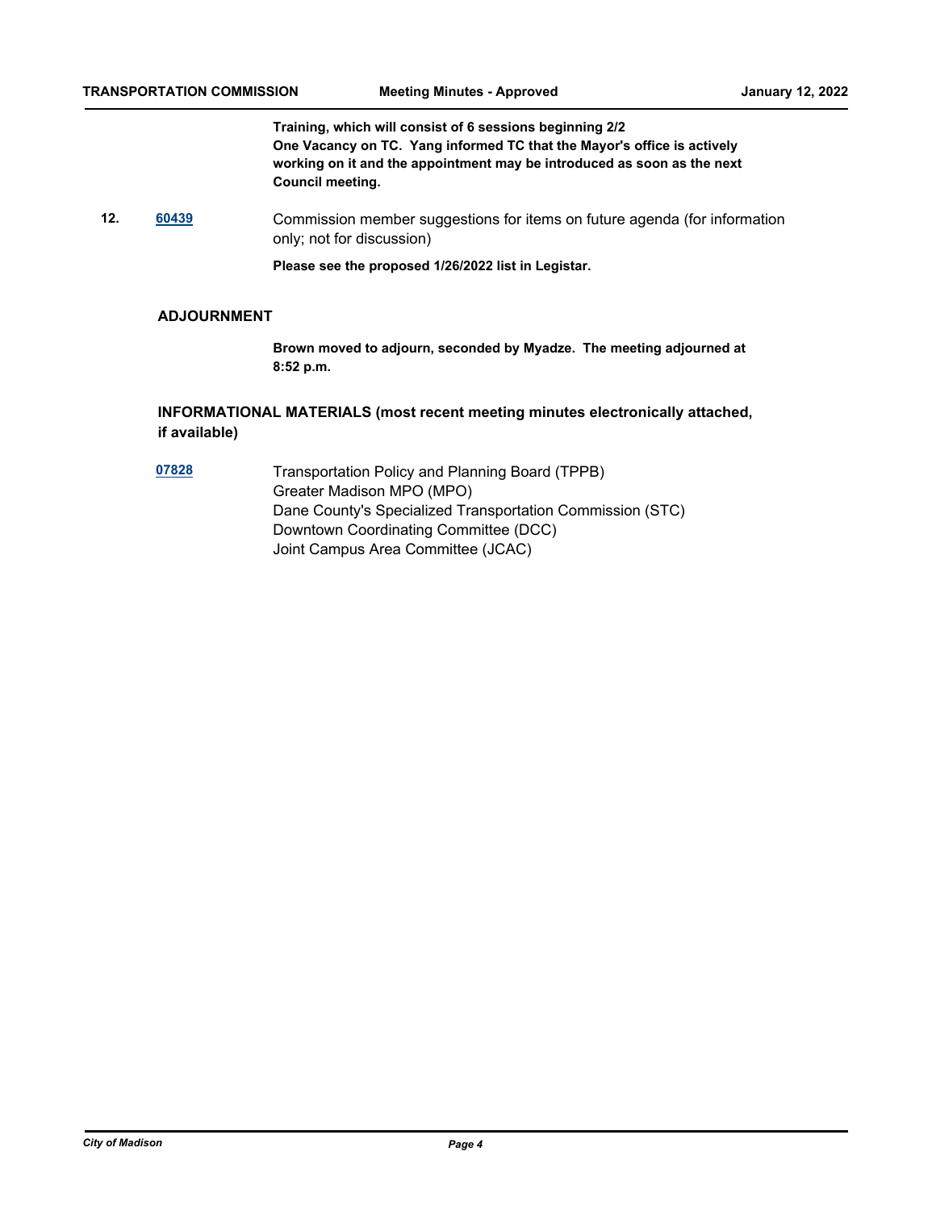**Training, which will consist of 6 sessions beginning 2/2**
**One Vacancy on TC. Yang informed TC that the Mayor's office is actively working on it and the appointment may be introduced as soon as the next Council meeting.**

**12.** [60439] Commission member suggestions for items on future agenda (for information only; not for discussion)

**Please see the proposed 1/26/2022 list in Legistar.**

## ADJOURNMENT

**Brown moved to adjourn, seconded by Myadze. The meeting adjourned at 8:52 p.m.**

## INFORMATIONAL MATERIALS (most recent meeting minutes electronically attached, if available)

[07828] Transportation Policy and Planning Board (TPPB)
Greater Madison MPO (MPO)
Dane County's Specialized Transportation Commission (STC)
Downtown Coordinating Committee (DCC)
Joint Campus Area Committee (JCAC)